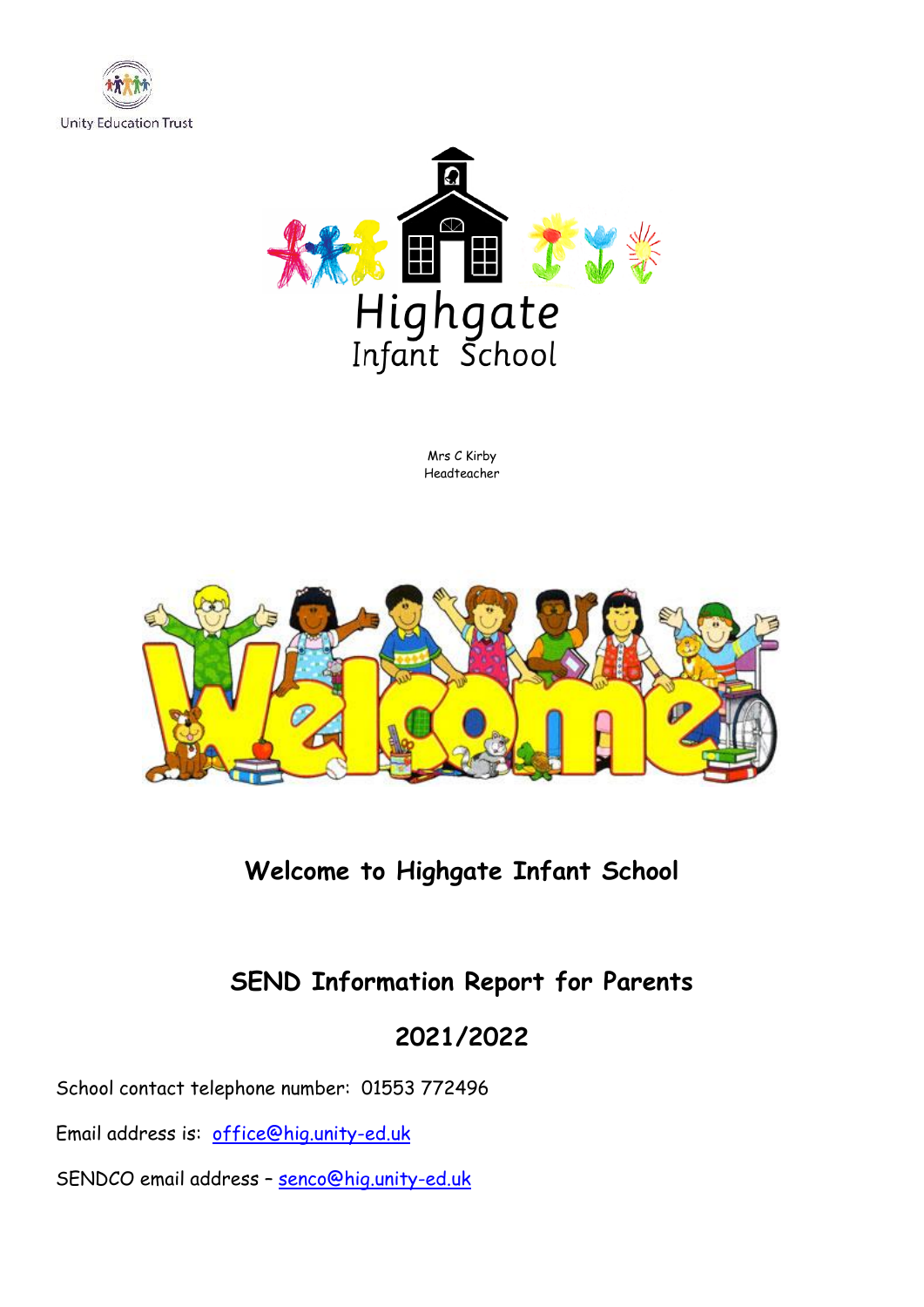Unity Education Trust

Highgate
Infant School

Mrs C Kirby
Headteacher

## Welcome to Highgate Infant School

# SEND Information Report for Parents

## 2021/2022

School contact telephone number: 01553 772496

Email address is: office@hig.unity-ed.uk

SENDCO email address – senco@hig.unity-ed.uk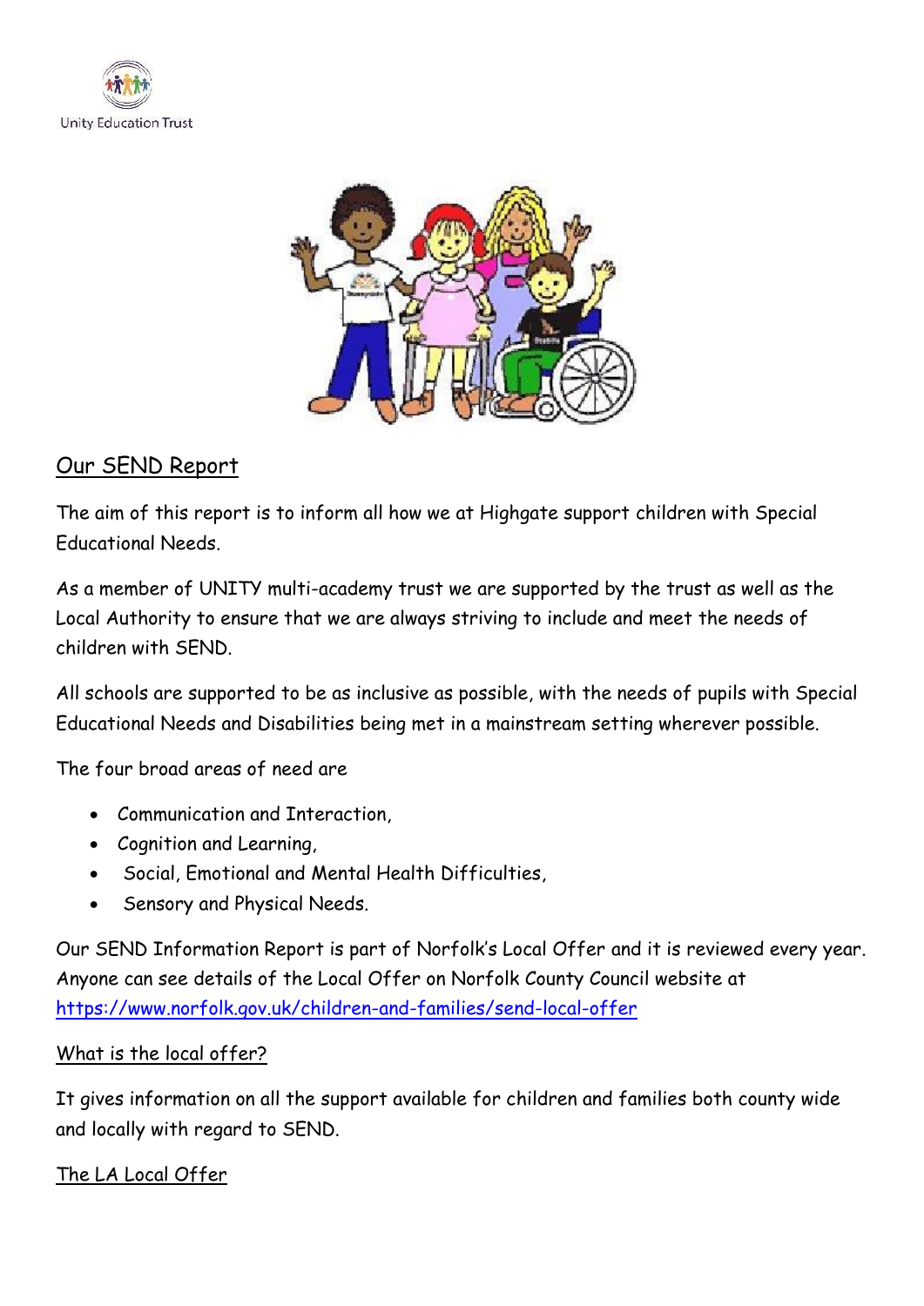Unity Education Trust

## Our SEND Report

The aim of this report is to inform all how we at Highgate support children with Special Educational Needs.

As a member of UNITY multi-academy trust we are supported by the trust as well as the Local Authority to ensure that we are always striving to include and meet the needs of children with SEND.

All schools are supported to be as inclusive as possible, with the needs of pupils with Special Educational Needs and Disabilities being met in a mainstream setting wherever possible.

The four broad areas of need are

- Communication and Interaction,
- Cognition and Learning,
- Social, Emotional and Mental Health Difficulties,
- Sensory and Physical Needs.

Our SEND Information Report is part of Norfolk's Local Offer and it is reviewed every year. Anyone can see details of the Local Offer on Norfolk County Council website at https://www.norfolk.gov.uk/children-and-families/send-local-offer

### What is the local offer?

It gives information on all the support available for children and families both county wide and locally with regard to SEND.

### The LA Local Offer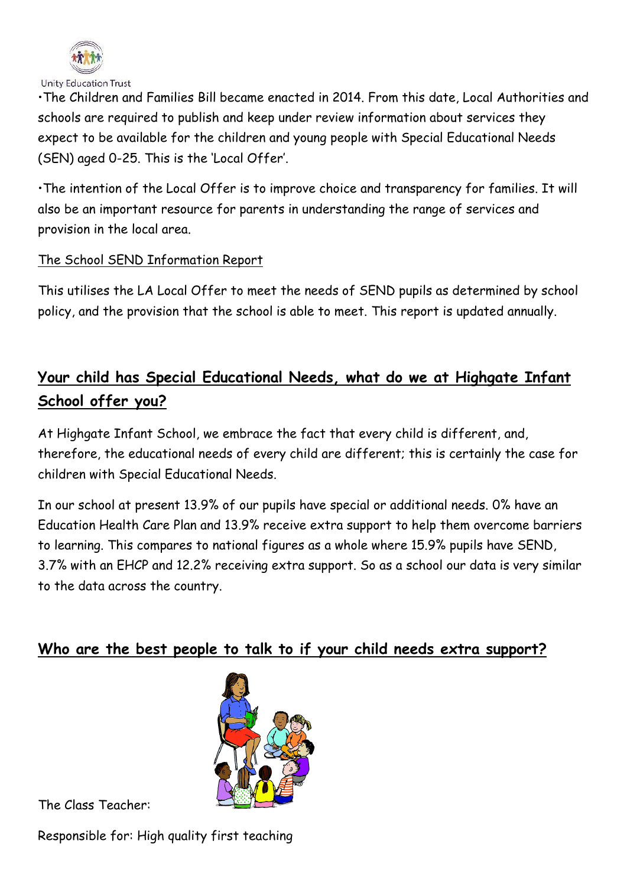•The Children and Families Bill became enacted in 2014. From this date, Local Authorities and schools are required to publish and keep under review information about services they expect to be available for the children and young people with Special Educational Needs (SEN) aged 0-25. This is the 'Local Offer'.

•The intention of the Local Offer is to improve choice and transparency for families. It will also be an important resource for parents in understanding the range of services and provision in the local area.

<u>The School SEND Information Report</u>

This utilises the LA Local Offer to meet the needs of SEND pupils as determined by school policy, and the provision that the school is able to meet. This report is updated annually.

## Your child has Special Educational Needs, what do we at Highgate Infant School offer you?

At Highgate Infant School, we embrace the fact that every child is different, and, therefore, the educational needs of every child are different; this is certainly the case for children with Special Educational Needs.

In our school at present 13.9% of our pupils have special or additional needs. 0% have an Education Health Care Plan and 13.9% receive extra support to help them overcome barriers to learning. This compares to national figures as a whole where 15.9% pupils have SEND, 3.7% with an EHCP and 12.2% receiving extra support. So as a school our data is very similar to the data across the country.

## Who are the best people to talk to if your child needs extra support?

The Class Teacher:

Responsible for: High quality first teaching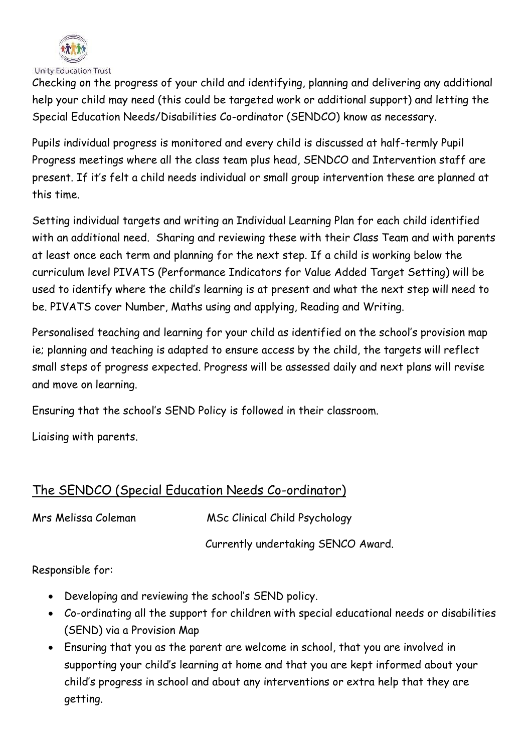Checking on the progress of your child and identifying, planning and delivering any additional help your child may need (this could be targeted work or additional support) and letting the Special Education Needs/Disabilities Co-ordinator (SENDCO) know as necessary.

Pupils individual progress is monitored and every child is discussed at half-termly Pupil Progress meetings where all the class team plus head, SENDCO and Intervention staff are present. If it's felt a child needs individual or small group intervention these are planned at this time.

Setting individual targets and writing an Individual Learning Plan for each child identified with an additional need. Sharing and reviewing these with their Class Team and with parents at least once each term and planning for the next step. If a child is working below the curriculum level PIVATS (Performance Indicators for Value Added Target Setting) will be used to identify where the child's learning is at present and what the next step will need to be. PIVATS cover Number, Maths using and applying, Reading and Writing.

Personalised teaching and learning for your child as identified on the school's provision map ie; planning and teaching is adapted to ensure access by the child, the targets will reflect small steps of progress expected. Progress will be assessed daily and next plans will revise and move on learning.

Ensuring that the school's SEND Policy is followed in their classroom.

Liaising with parents.

## The SENDCO (Special Education Needs Co-ordinator)

Mrs Melissa Coleman MSc Clinical Child Psychology

Currently undertaking SENCO Award.

Responsible for:

- Developing and reviewing the school's SEND policy.
- Co-ordinating all the support for children with special educational needs or disabilities (SEND) via a Provision Map
- Ensuring that you as the parent are welcome in school, that you are involved in supporting your child's learning at home and that you are kept informed about your child's progress in school and about any interventions or extra help that they are getting.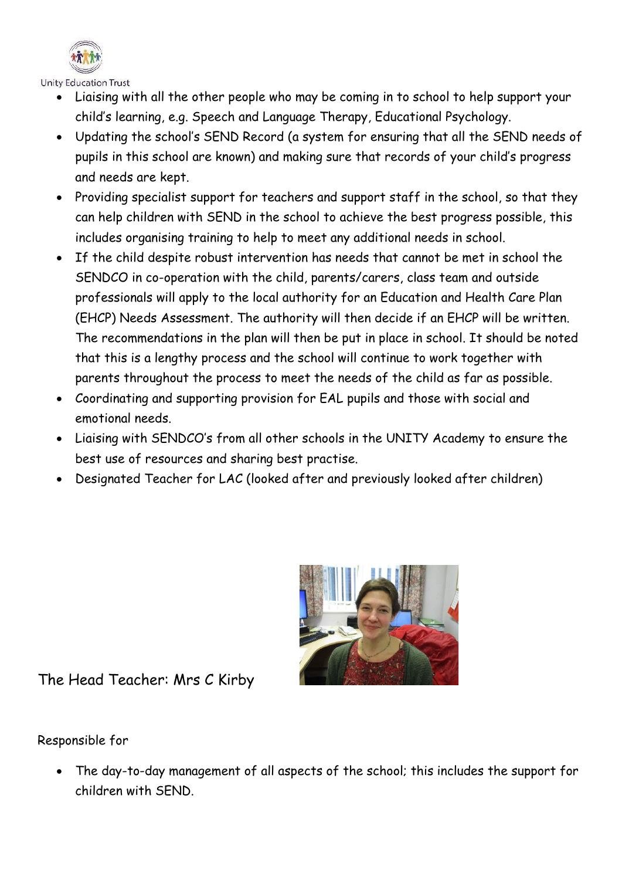- Liaising with all the other people who may be coming in to school to help support your child's learning, e.g. Speech and Language Therapy, Educational Psychology.
- Updating the school's SEND Record (a system for ensuring that all the SEND needs of pupils in this school are known) and making sure that records of your child's progress and needs are kept.
- Providing specialist support for teachers and support staff in the school, so that they can help children with SEND in the school to achieve the best progress possible, this includes organising training to help to meet any additional needs in school.
- If the child despite robust intervention has needs that cannot be met in school the SENDCO in co-operation with the child, parents/carers, class team and outside professionals will apply to the local authority for an Education and Health Care Plan (EHCP) Needs Assessment. The authority will then decide if an EHCP will be written. The recommendations in the plan will then be put in place in school. It should be noted that this is a lengthy process and the school will continue to work together with parents throughout the process to meet the needs of the child as far as possible.
- Coordinating and supporting provision for EAL pupils and those with social and emotional needs.
- Liaising with SENDCO's from all other schools in the UNITY Academy to ensure the best use of resources and sharing best practise.
- Designated Teacher for LAC (looked after and previously looked after children)

The Head Teacher: Mrs C Kirby

Responsible for

- The day-to-day management of all aspects of the school; this includes the support for children with SEND.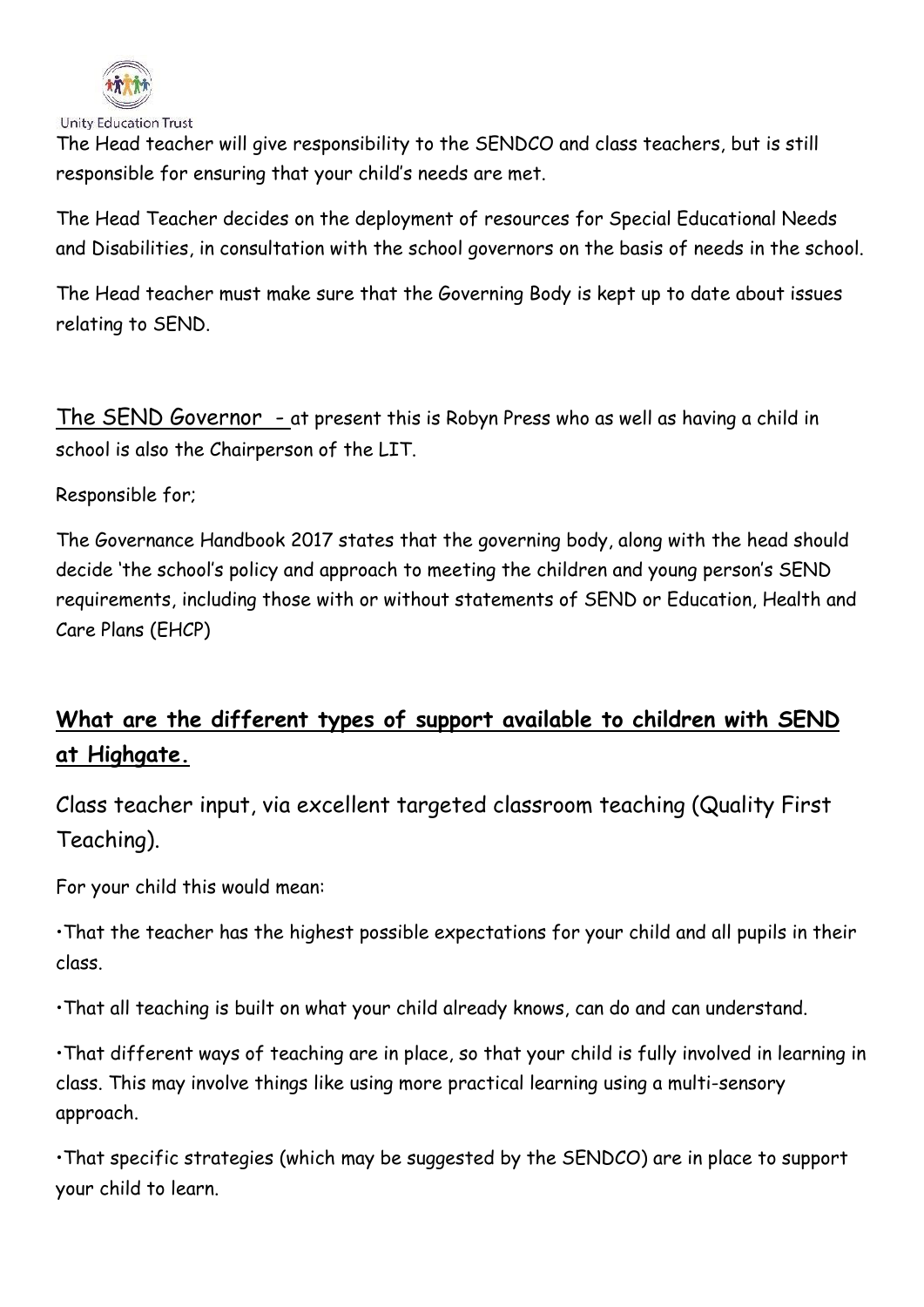The Head teacher will give responsibility to the SENDCO and class teachers, but is still responsible for ensuring that your child's needs are met.

The Head Teacher decides on the deployment of resources for Special Educational Needs and Disabilities, in consultation with the school governors on the basis of needs in the school.

The Head teacher must make sure that the Governing Body is kept up to date about issues relating to SEND.

The SEND Governor - at present this is Robyn Press who as well as having a child in school is also the Chairperson of the LIT.

Responsible for;

The Governance Handbook 2017 states that the governing body, along with the head should decide 'the school's policy and approach to meeting the children and young person's SEND requirements, including those with or without statements of SEND or Education, Health and Care Plans (EHCP)

## What are the different types of support available to children with SEND at Highgate.

Class teacher input, via excellent targeted classroom teaching (Quality First Teaching).

For your child this would mean:

- That the teacher has the highest possible expectations for your child and all pupils in their class.
- That all teaching is built on what your child already knows, can do and can understand.
- That different ways of teaching are in place, so that your child is fully involved in learning in class. This may involve things like using more practical learning using a multi-sensory approach.
- That specific strategies (which may be suggested by the SENDCO) are in place to support your child to learn.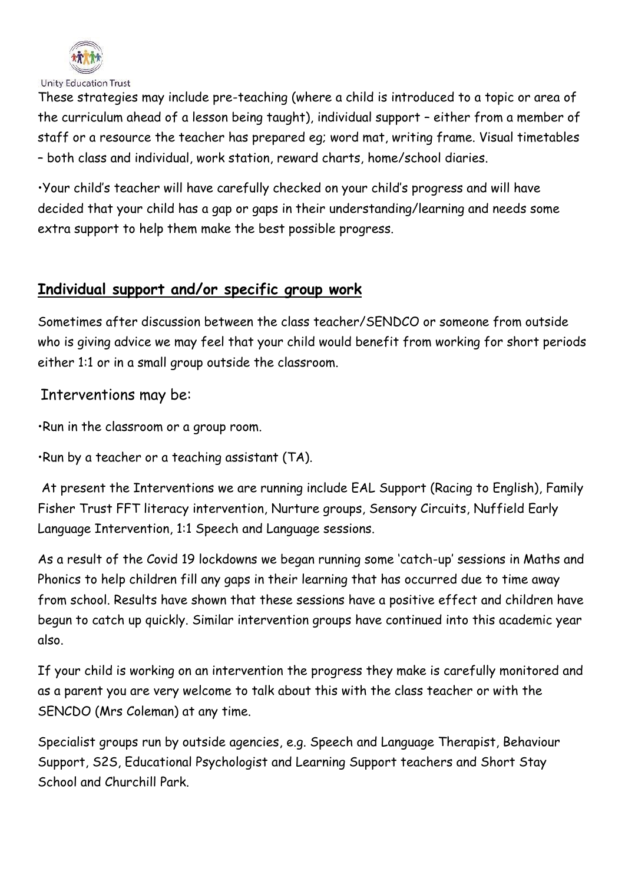These strategies may include pre-teaching (where a child is introduced to a topic or area of the curriculum ahead of a lesson being taught), individual support – either from a member of staff or a resource the teacher has prepared eg; word mat, writing frame. Visual timetables – both class and individual, work station, reward charts, home/school diaries.

•Your child's teacher will have carefully checked on your child's progress and will have decided that your child has a gap or gaps in their understanding/learning and needs some extra support to help them make the best possible progress.

## **Individual support and/or specific group work**

Sometimes after discussion between the class teacher/SENDCO or someone from outside who is giving advice we may feel that your child would benefit from working for short periods either 1:1 or in a small group outside the classroom.

Interventions may be:

•Run in the classroom or a group room.

•Run by a teacher or a teaching assistant (TA).

At present the Interventions we are running include EAL Support (Racing to English), Family Fisher Trust FFT literacy intervention, Nurture groups, Sensory Circuits, Nuffield Early Language Intervention, 1:1 Speech and Language sessions.

As a result of the Covid 19 lockdowns we began running some 'catch-up' sessions in Maths and Phonics to help children fill any gaps in their learning that has occurred due to time away from school. Results have shown that these sessions have a positive effect and children have begun to catch up quickly. Similar intervention groups have continued into this academic year also.

If your child is working on an intervention the progress they make is carefully monitored and as a parent you are very welcome to talk about this with the class teacher or with the SENCDO (Mrs Coleman) at any time.

Specialist groups run by outside agencies, e.g. Speech and Language Therapist, Behaviour Support, S2S, Educational Psychologist and Learning Support teachers and Short Stay School and Churchill Park.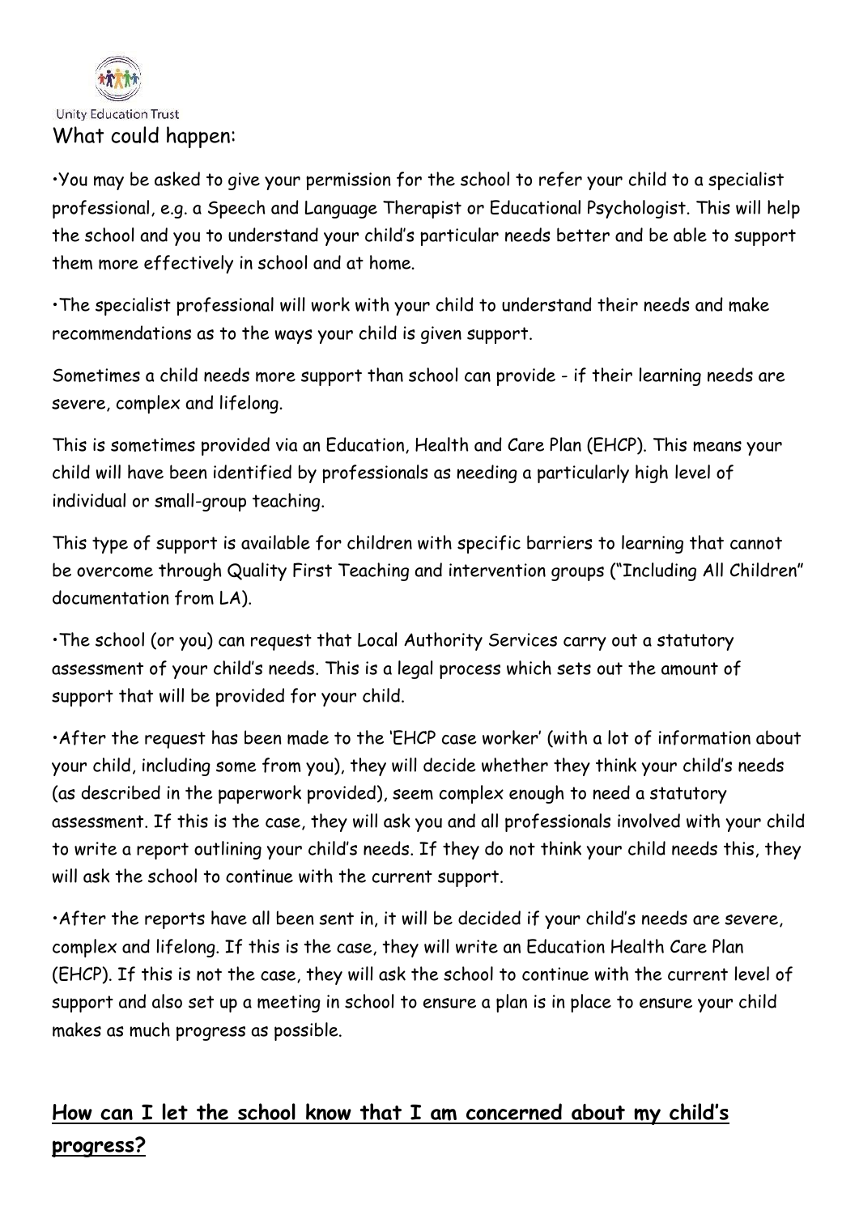What could happen:

•You may be asked to give your permission for the school to refer your child to a specialist professional, e.g. a Speech and Language Therapist or Educational Psychologist. This will help the school and you to understand your child's particular needs better and be able to support them more effectively in school and at home.

•The specialist professional will work with your child to understand their needs and make recommendations as to the ways your child is given support.

Sometimes a child needs more support than school can provide - if their learning needs are severe, complex and lifelong.

This is sometimes provided via an Education, Health and Care Plan (EHCP). This means your child will have been identified by professionals as needing a particularly high level of individual or small-group teaching.

This type of support is available for children with specific barriers to learning that cannot be overcome through Quality First Teaching and intervention groups ("Including All Children" documentation from LA).

•The school (or you) can request that Local Authority Services carry out a statutory assessment of your child's needs. This is a legal process which sets out the amount of support that will be provided for your child.

•After the request has been made to the 'EHCP case worker' (with a lot of information about your child, including some from you), they will decide whether they think your child's needs (as described in the paperwork provided), seem complex enough to need a statutory assessment. If this is the case, they will ask you and all professionals involved with your child to write a report outlining your child's needs. If they do not think your child needs this, they will ask the school to continue with the current support.

•After the reports have all been sent in, it will be decided if your child's needs are severe, complex and lifelong. If this is the case, they will write an Education Health Care Plan (EHCP). If this is not the case, they will ask the school to continue with the current level of support and also set up a meeting in school to ensure a plan is in place to ensure your child makes as much progress as possible.

## **How can I let the school know that I am concerned about my child's progress?**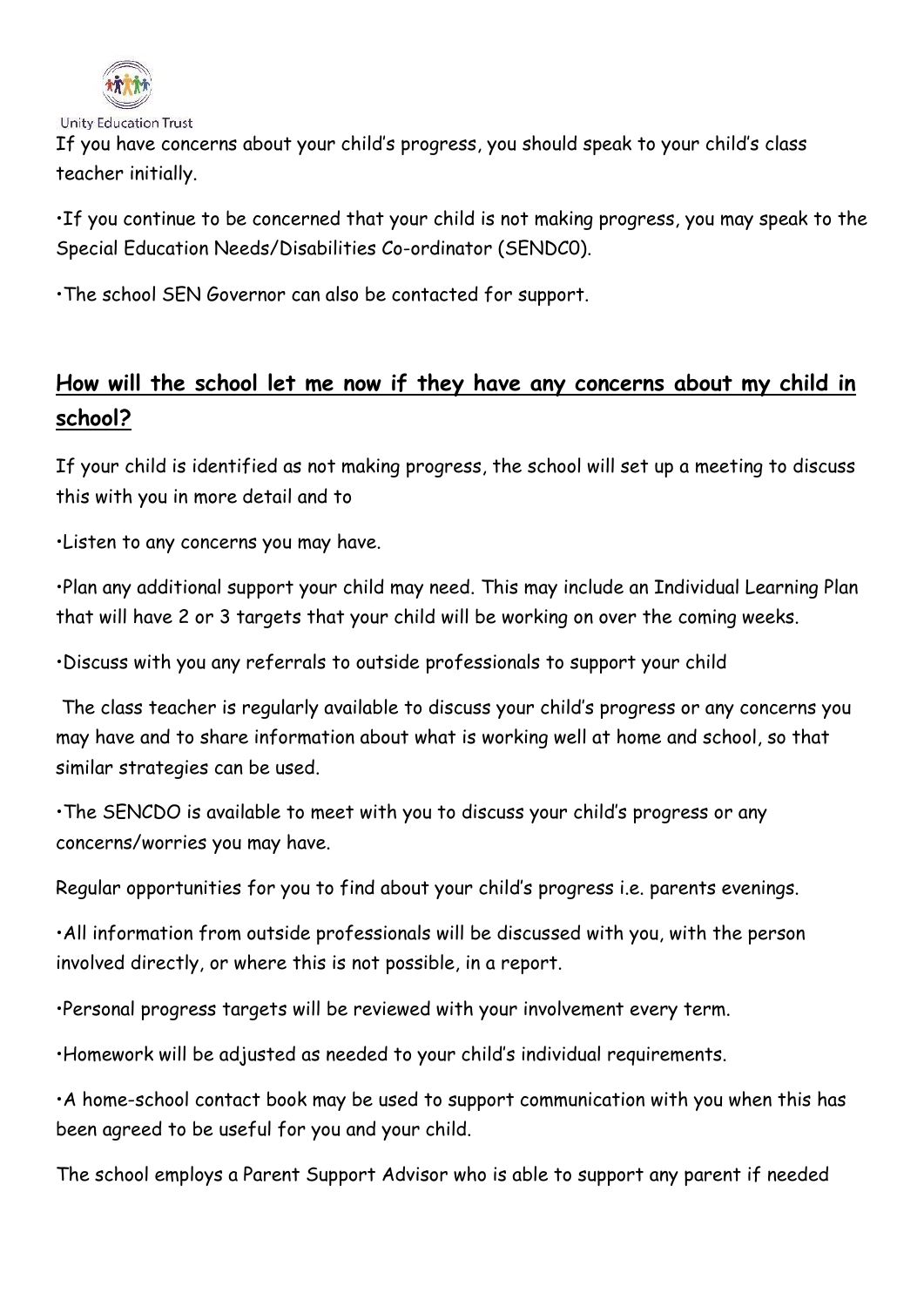If you have concerns about your child's progress, you should speak to your child's class teacher initially.

•If you continue to be concerned that your child is not making progress, you may speak to the Special Education Needs/Disabilities Co-ordinator (SENDC0).

•The school SEN Governor can also be contacted for support.

## How will the school let me now if they have any concerns about my child in school?

If your child is identified as not making progress, the school will set up a meeting to discuss this with you in more detail and to

•Listen to any concerns you may have.

•Plan any additional support your child may need. This may include an Individual Learning Plan that will have 2 or 3 targets that your child will be working on over the coming weeks.

•Discuss with you any referrals to outside professionals to support your child

The class teacher is regularly available to discuss your child's progress or any concerns you may have and to share information about what is working well at home and school, so that similar strategies can be used.

•The SENCDO is available to meet with you to discuss your child's progress or any concerns/worries you may have.

Regular opportunities for you to find about your child's progress i.e. parents evenings.

•All information from outside professionals will be discussed with you, with the person involved directly, or where this is not possible, in a report.

•Personal progress targets will be reviewed with your involvement every term.

•Homework will be adjusted as needed to your child's individual requirements.

•A home-school contact book may be used to support communication with you when this has been agreed to be useful for you and your child.

The school employs a Parent Support Advisor who is able to support any parent if needed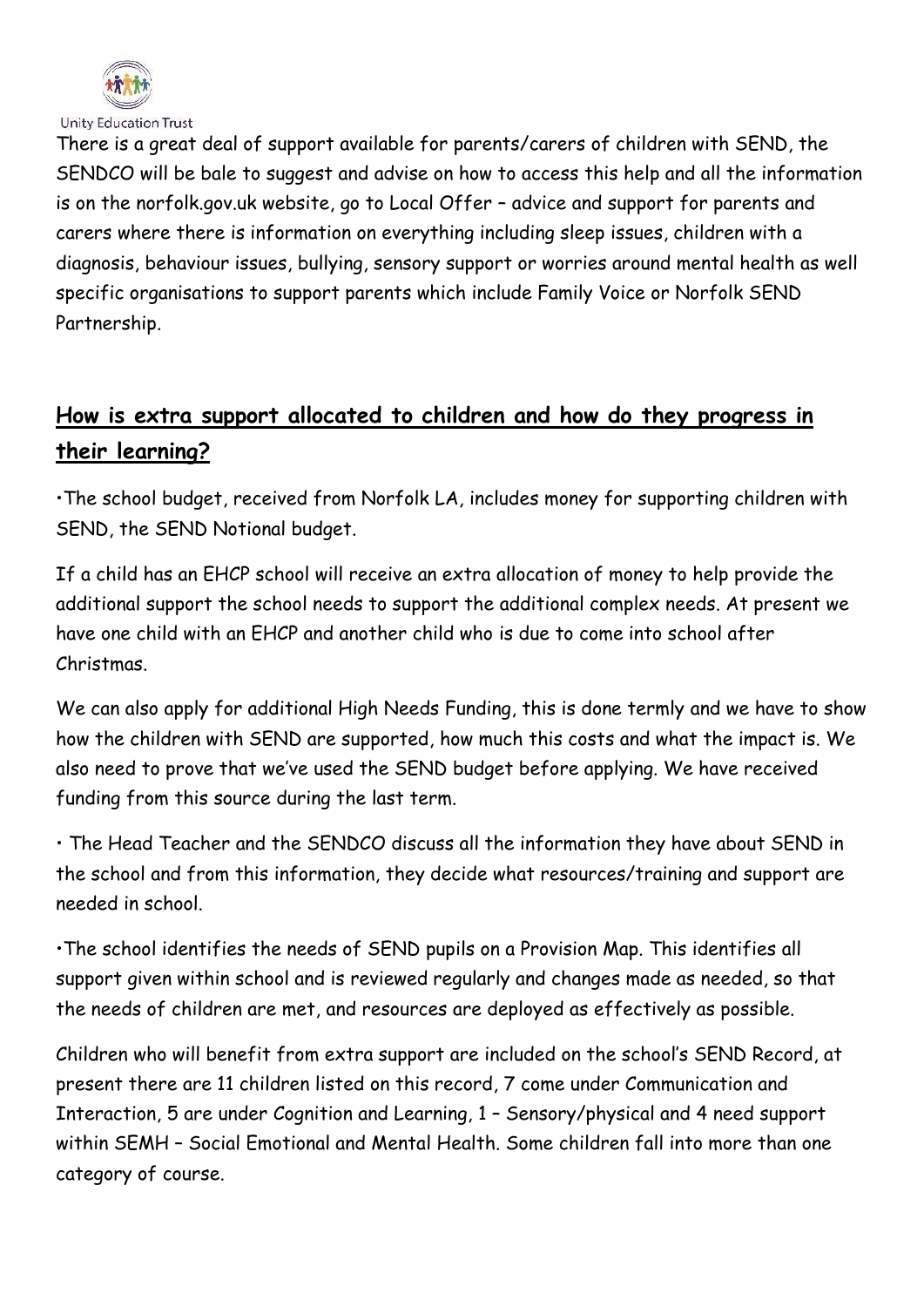There is a great deal of support available for parents/carers of children with SEND, the SENDCO will be bale to suggest and advise on how to access this help and all the information is on the norfolk.gov.uk website, go to Local Offer – advice and support for parents and carers where there is information on everything including sleep issues, children with a diagnosis, behaviour issues, bullying, sensory support or worries around mental health as well specific organisations to support parents which include Family Voice or Norfolk SEND Partnership.

## **How is extra support allocated to children and how do they progress in their learning?**

•The school budget, received from Norfolk LA, includes money for supporting children with SEND, the SEND Notional budget.

If a child has an EHCP school will receive an extra allocation of money to help provide the additional support the school needs to support the additional complex needs. At present we have one child with an EHCP and another child who is due to come into school after Christmas.

We can also apply for additional High Needs Funding, this is done termly and we have to show how the children with SEND are supported, how much this costs and what the impact is. We also need to prove that we've used the SEND budget before applying. We have received funding from this source during the last term.

• The Head Teacher and the SENDCO discuss all the information they have about SEND in the school and from this information, they decide what resources/training and support are needed in school.

•The school identifies the needs of SEND pupils on a Provision Map. This identifies all support given within school and is reviewed regularly and changes made as needed, so that the needs of children are met, and resources are deployed as effectively as possible.

Children who will benefit from extra support are included on the school's SEND Record, at present there are 11 children listed on this record, 7 come under Communication and Interaction, 5 are under Cognition and Learning, 1 – Sensory/physical and 4 need support within SEMH – Social Emotional and Mental Health. Some children fall into more than one category of course.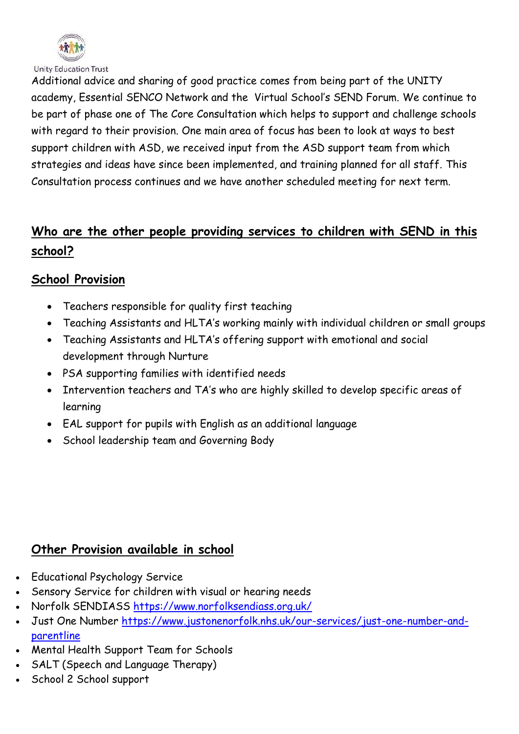Additional advice and sharing of good practice comes from being part of the UNITY academy, Essential SENCO Network and the Virtual School's SEND Forum. We continue to be part of phase one of The Core Consultation which helps to support and challenge schools with regard to their provision. One main area of focus has been to look at ways to best support children with ASD, we received input from the ASD support team from which strategies and ideas have since been implemented, and training planned for all staff. This Consultation process continues and we have another scheduled meeting for next term.

## Who are the other people providing services to children with SEND in this school?

### School Provision

- Teachers responsible for quality first teaching
- Teaching Assistants and HLTA's working mainly with individual children or small groups
- Teaching Assistants and HLTA's offering support with emotional and social development through Nurture
- PSA supporting families with identified needs
- Intervention teachers and TA's who are highly skilled to develop specific areas of learning
- EAL support for pupils with English as an additional language
- School leadership team and Governing Body

### Other Provision available in school

- Educational Psychology Service
- Sensory Service for children with visual or hearing needs
- Norfolk SENDIASS [https://www.norfolksendiass.org.uk/](https://www.norfolksendiass.org.uk/)
- Just One Number [https://www.justonenorfolk.nhs.uk/our-services/just-one-number-and-parentline](https://www.justonenorfolk.nhs.uk/our-services/just-one-number-and-parentline)
- Mental Health Support Team for Schools
- SALT (Speech and Language Therapy)
- School 2 School support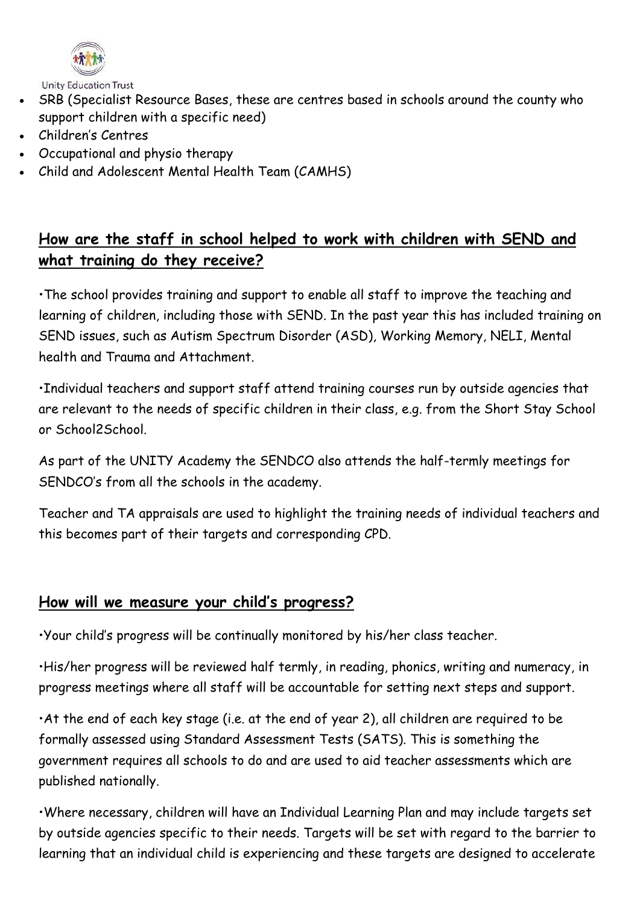- SRB (Specialist Resource Bases, these are centres based in schools around the county who support children with a specific need)
- Children's Centres
- Occupational and physio therapy
- Child and Adolescent Mental Health Team (CAMHS)

## How are the staff in school helped to work with children with SEND and what training do they receive?

•The school provides training and support to enable all staff to improve the teaching and learning of children, including those with SEND. In the past year this has included training on SEND issues, such as Autism Spectrum Disorder (ASD), Working Memory, NELI, Mental health and Trauma and Attachment.

•Individual teachers and support staff attend training courses run by outside agencies that are relevant to the needs of specific children in their class, e.g. from the Short Stay School or School2School.

As part of the UNITY Academy the SENDCO also attends the half-termly meetings for SENDCO's from all the schools in the academy.

Teacher and TA appraisals are used to highlight the training needs of individual teachers and this becomes part of their targets and corresponding CPD.

## How will we measure your child's progress?

•Your child's progress will be continually monitored by his/her class teacher.

•His/her progress will be reviewed half termly, in reading, phonics, writing and numeracy, in progress meetings where all staff will be accountable for setting next steps and support.

•At the end of each key stage (i.e. at the end of year 2), all children are required to be formally assessed using Standard Assessment Tests (SATS). This is something the government requires all schools to do and are used to aid teacher assessments which are published nationally.

•Where necessary, children will have an Individual Learning Plan and may include targets set by outside agencies specific to their needs. Targets will be set with regard to the barrier to learning that an individual child is experiencing and these targets are designed to accelerate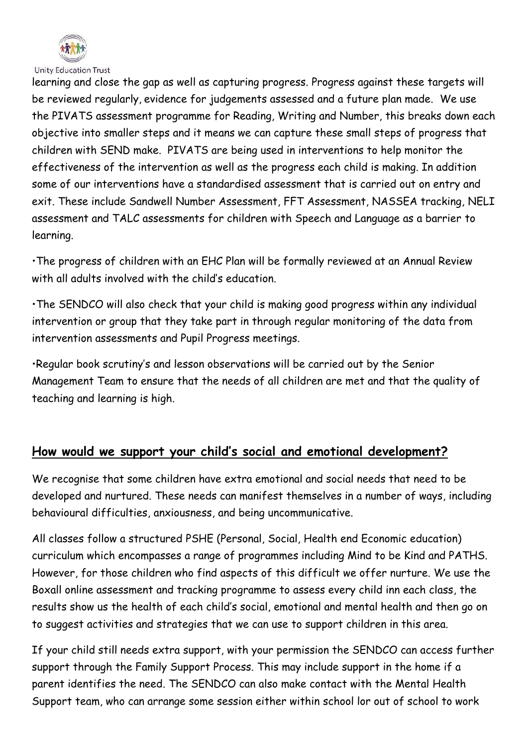learning and close the gap as well as capturing progress. Progress against these targets will be reviewed regularly, evidence for judgements assessed and a future plan made. We use the PIVATS assessment programme for Reading, Writing and Number, this breaks down each objective into smaller steps and it means we can capture these small steps of progress that children with SEND make. PIVATS are being used in interventions to help monitor the effectiveness of the intervention as well as the progress each child is making. In addition some of our interventions have a standardised assessment that is carried out on entry and exit. These include Sandwell Number Assessment, FFT Assessment, NASSEA tracking, NELI assessment and TALC assessments for children with Speech and Language as a barrier to learning.

•The progress of children with an EHC Plan will be formally reviewed at an Annual Review with all adults involved with the child's education.

•The SENDCO will also check that your child is making good progress within any individual intervention or group that they take part in through regular monitoring of the data from intervention assessments and Pupil Progress meetings.

•Regular book scrutiny's and lesson observations will be carried out by the Senior Management Team to ensure that the needs of all children are met and that the quality of teaching and learning is high.

## How would we support your child's social and emotional development?

We recognise that some children have extra emotional and social needs that need to be developed and nurtured. These needs can manifest themselves in a number of ways, including behavioural difficulties, anxiousness, and being uncommunicative.

All classes follow a structured PSHE (Personal, Social, Health end Economic education) curriculum which encompasses a range of programmes including Mind to be Kind and PATHS. However, for those children who find aspects of this difficult we offer nurture. We use the Boxall online assessment and tracking programme to assess every child inn each class, the results show us the health of each child's social, emotional and mental health and then go on to suggest activities and strategies that we can use to support children in this area.

If your child still needs extra support, with your permission the SENDCO can access further support through the Family Support Process. This may include support in the home if a parent identifies the need. The SENDCO can also make contact with the Mental Health Support team, who can arrange some session either within school lor out of school to work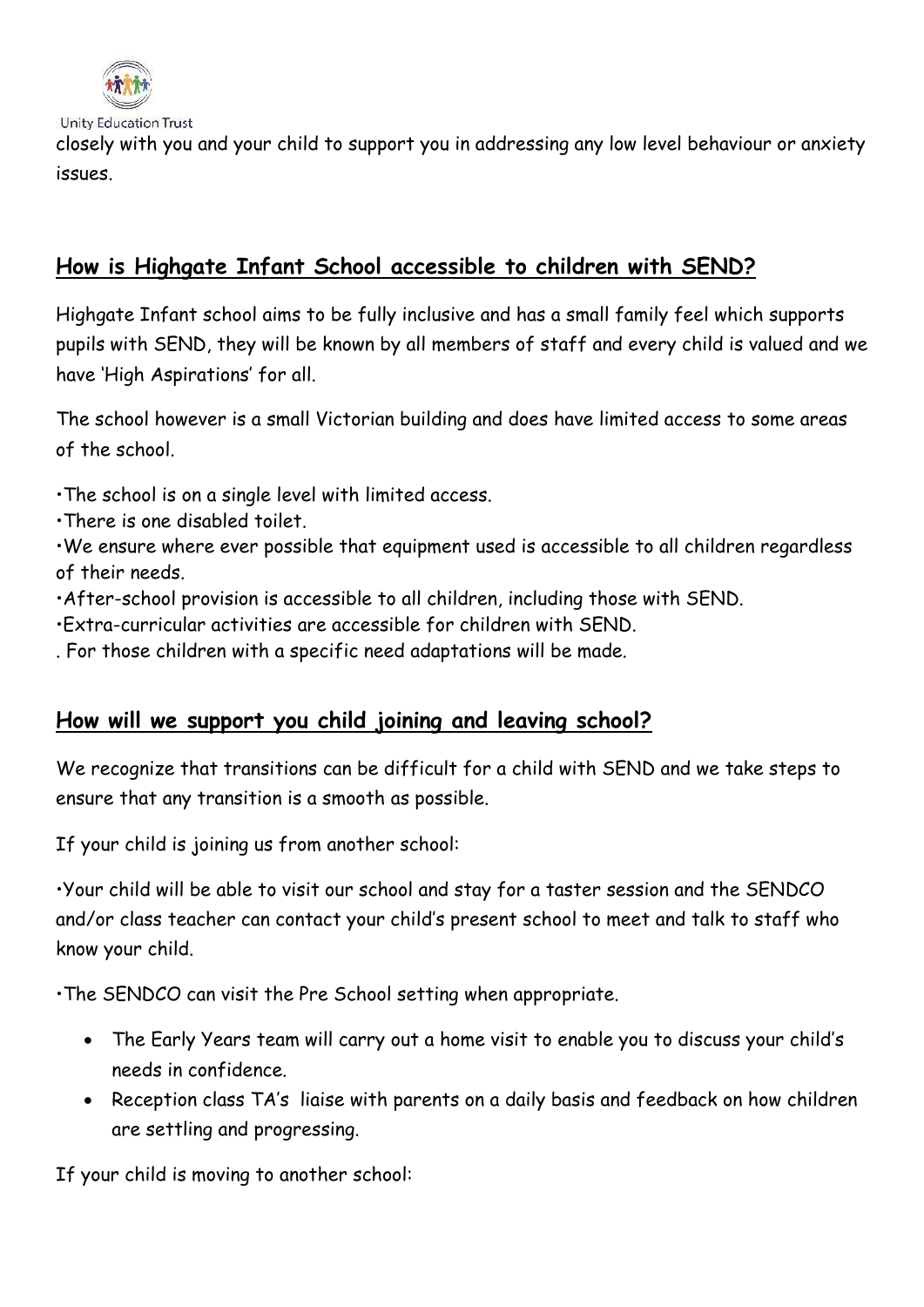closely with you and your child to support you in addressing any low level behaviour or anxiety issues.

## How is Highgate Infant School accessible to children with SEND?

Highgate Infant school aims to be fully inclusive and has a small family feel which supports pupils with SEND, they will be known by all members of staff and every child is valued and we have 'High Aspirations' for all.

The school however is a small Victorian building and does have limited access to some areas of the school.

•The school is on a single level with limited access.
•There is one disabled toilet.
•We ensure where ever possible that equipment used is accessible to all children regardless of their needs.
•After-school provision is accessible to all children, including those with SEND.
•Extra-curricular activities are accessible for children with SEND.
. For those children with a specific need adaptations will be made.

## How will we support you child joining and leaving school?

We recognize that transitions can be difficult for a child with SEND and we take steps to ensure that any transition is a smooth as possible.

If your child is joining us from another school:

•Your child will be able to visit our school and stay for a taster session and the SENDCO and/or class teacher can contact your child's present school to meet and talk to staff who know your child.

•The SENDCO can visit the Pre School setting when appropriate.

- The Early Years team will carry out a home visit to enable you to discuss your child's needs in confidence.
- Reception class TA's liaise with parents on a daily basis and feedback on how children are settling and progressing.

If your child is moving to another school: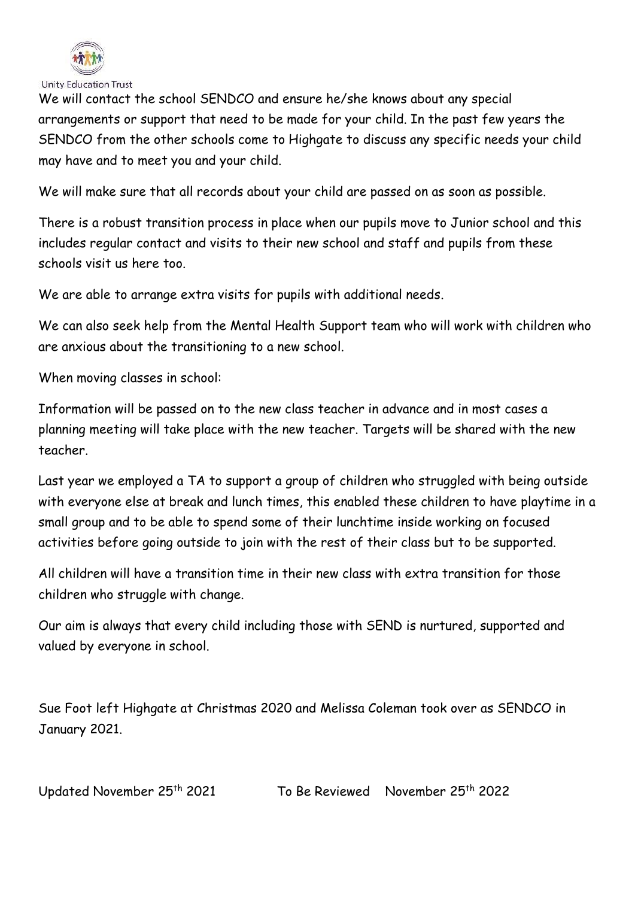We will contact the school SENDCO and ensure he/she knows about any special arrangements or support that need to be made for your child. In the past few years the SENDCO from the other schools come to Highgate to discuss any specific needs your child may have and to meet you and your child.

We will make sure that all records about your child are passed on as soon as possible.

There is a robust transition process in place when our pupils move to Junior school and this includes regular contact and visits to their new school and staff and pupils from these schools visit us here too.

We are able to arrange extra visits for pupils with additional needs.

We can also seek help from the Mental Health Support team who will work with children who are anxious about the transitioning to a new school.

When moving classes in school:

Information will be passed on to the new class teacher in advance and in most cases a planning meeting will take place with the new teacher. Targets will be shared with the new teacher.

Last year we employed a TA to support a group of children who struggled with being outside with everyone else at break and lunch times, this enabled these children to have playtime in a small group and to be able to spend some of their lunchtime inside working on focused activities before going outside to join with the rest of their class but to be supported.

All children will have a transition time in their new class with extra transition for those children who struggle with change.

Our aim is always that every child including those with SEND is nurtured, supported and valued by everyone in school.

Sue Foot left Highgate at Christmas 2020 and Melissa Coleman took over as SENDCO in January 2021.

Updated November 25th 2021 To Be Reviewed November 25th 2022